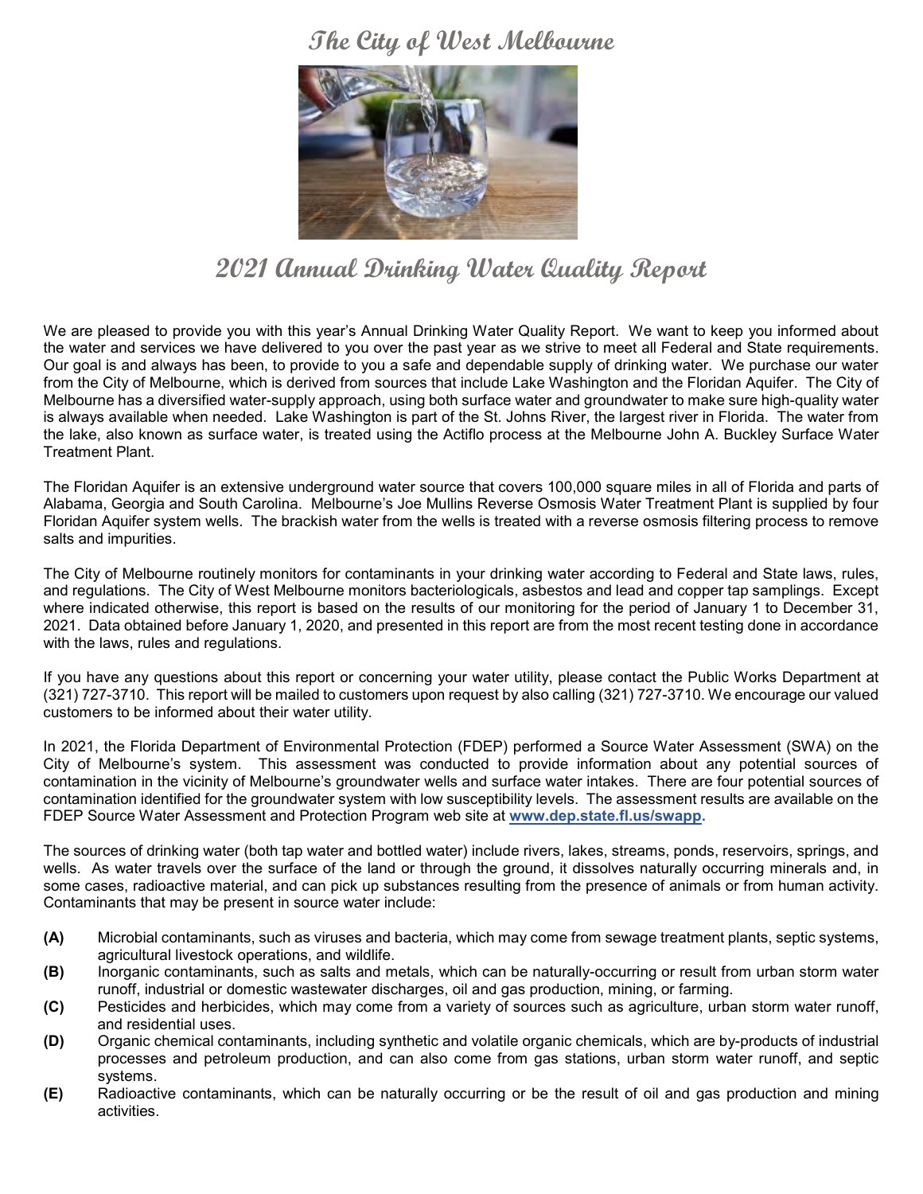# The City of West Melbourne

## 2021 Annual Drinking Water Quality Report

We are pleased to provide you with this year's Annual Drinking Water Quality Report. We want to keep you informed about the water and services we have delivered to you over the past year as we strive to meet all Federal and State requirements. Our goal is and always has been, to provide to you a safe and dependable supply of drinking water. We purchase our water from the City of Melbourne, which is derived from sources that include Lake Washington and the Floridan Aquifer. The City of Melbourne has a diversified water-supply approach, using both surface water and groundwater to make sure high-quality water is always available when needed. Lake Washington is part of the St. Johns River, the largest river in Florida. The water from the lake, also known as surface water, is treated using the Actiflo process at the Melbourne John A. Buckley Surface Water Treatment Plant.

The Floridan Aquifer is an extensive underground water source that covers 100,000 square miles in all of Florida and parts of Alabama, Georgia and South Carolina. Melbourne's Joe Mullins Reverse Osmosis Water Treatment Plant is supplied by four Floridan Aquifer system wells. The brackish water from the wells is treated with a reverse osmosis filtering process to remove salts and impurities.

The City of Melbourne routinely monitors for contaminants in your drinking water according to Federal and State laws, rules, and regulations. The City of West Melbourne monitors bacteriologicals, asbestos and lead and copper tap samplings. Except where indicated otherwise, this report is based on the results of our monitoring for the period of January 1 to December 31, 2021. Data obtained before January 1, 2020, and presented in this report are from the most recent testing done in accordance with the laws, rules and regulations.

If you have any questions about this report or concerning your water utility, please contact the Public Works Department at (321) 727-3710. This report will be mailed to customers upon request by also calling (321) 727-3710. We encourage our valued customers to be informed about their water utility.

In 2021, the Florida Department of Environmental Protection (FDEP) performed a Source Water Assessment (SWA) on the City of Melbourne's system. This assessment was conducted to provide information about any potential sources of contamination in the vicinity of Melbourne's groundwater wells and surface water intakes. There are four potential sources of contamination identified for the groundwater system with low susceptibility levels. The assessment results are available on the FDEP Source Water Assessment and Protection Program web site at **www.dep.state.fl.us/swapp.**

The sources of drinking water (both tap water and bottled water) include rivers, lakes, streams, ponds, reservoirs, springs, and wells. As water travels over the surface of the land or through the ground, it dissolves naturally occurring minerals and, in some cases, radioactive material, and can pick up substances resulting from the presence of animals or from human activity. Contaminants that may be present in source water include:

- **(A)** Microbial contaminants, such as viruses and bacteria, which may come from sewage treatment plants, septic systems, agricultural livestock operations, and wildlife.
- **(B)** Inorganic contaminants, such as salts and metals, which can be naturally-occurring or result from urban storm water runoff, industrial or domestic wastewater discharges, oil and gas production, mining, or farming.
- **(C)** Pesticides and herbicides, which may come from a variety of sources such as agriculture, urban storm water runoff, and residential uses.
- **(D)** Organic chemical contaminants, including synthetic and volatile organic chemicals, which are by-products of industrial processes and petroleum production, and can also come from gas stations, urban storm water runoff, and septic systems.
- **(E)** Radioactive contaminants, which can be naturally occurring or be the result of oil and gas production and mining activities.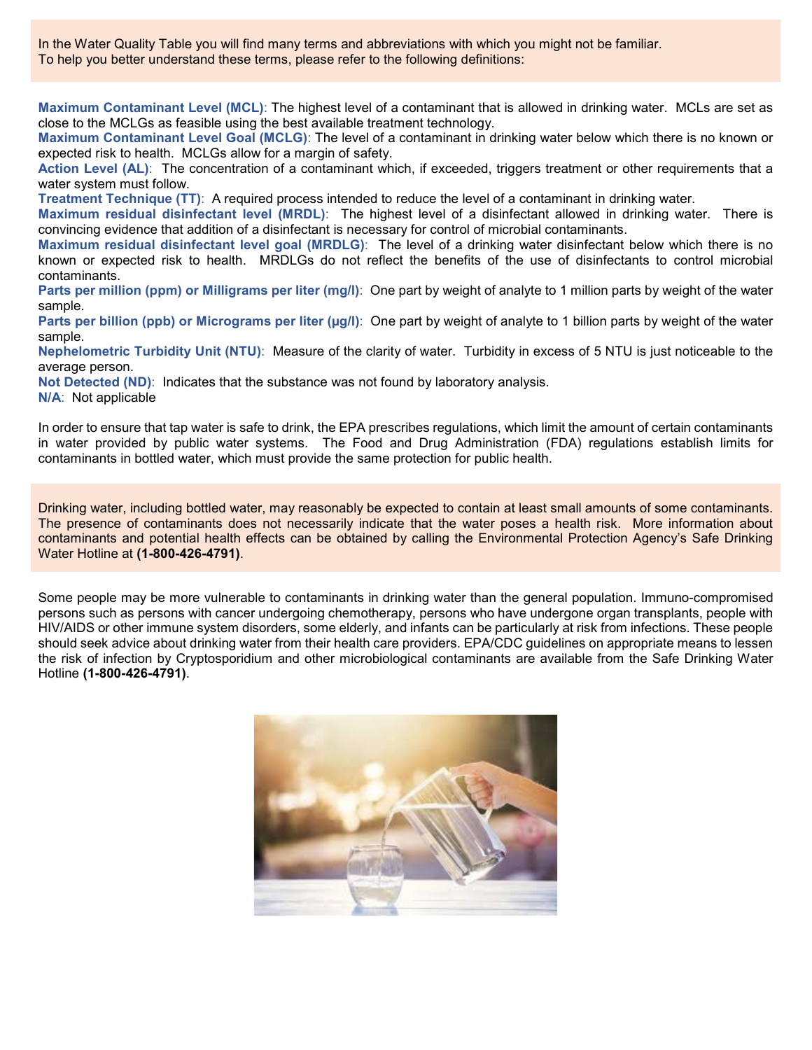In the Water Quality Table you will find many terms and abbreviations with which you might not be familiar. To help you better understand these terms, please refer to the following definitions:

**Maximum Contaminant Level (MCL)**: The highest level of a contaminant that is allowed in drinking water. MCLs are set as close to the MCLGs as feasible using the best available treatment technology.

**Maximum Contaminant Level Goal (MCLG)**: The level of a contaminant in drinking water below which there is no known or expected risk to health. MCLGs allow for a margin of safety.

**Action Level (AL)**: The concentration of a contaminant which, if exceeded, triggers treatment or other requirements that a water system must follow.

**Treatment Technique (TT)**: A required process intended to reduce the level of a contaminant in drinking water.

**Maximum residual disinfectant level (MRDL)**: The highest level of a disinfectant allowed in drinking water. There is convincing evidence that addition of a disinfectant is necessary for control of microbial contaminants.

**Maximum residual disinfectant level goal (MRDLG)**: The level of a drinking water disinfectant below which there is no known or expected risk to health. MRDLGs do not reflect the benefits of the use of disinfectants to control microbial contaminants.

**Parts per million (ppm) or Milligrams per liter (mg/l)**: One part by weight of analyte to 1 million parts by weight of the water sample.

**Parts per billion (ppb) or Micrograms per liter (µg/l)**: One part by weight of analyte to 1 billion parts by weight of the water sample.

**Nephelometric Turbidity Unit (NTU)**: Measure of the clarity of water. Turbidity in excess of 5 NTU is just noticeable to the average person.

**Not Detected (ND)**: Indicates that the substance was not found by laboratory analysis.

**N/A**: Not applicable

In order to ensure that tap water is safe to drink, the EPA prescribes regulations, which limit the amount of certain contaminants in water provided by public water systems. The Food and Drug Administration (FDA) regulations establish limits for contaminants in bottled water, which must provide the same protection for public health.

Drinking water, including bottled water, may reasonably be expected to contain at least small amounts of some contaminants. The presence of contaminants does not necessarily indicate that the water poses a health risk. More information about contaminants and potential health effects can be obtained by calling the Environmental Protection Agency's Safe Drinking Water Hotline at **(1-800-426-4791)**.

Some people may be more vulnerable to contaminants in drinking water than the general population. Immuno-compromised persons such as persons with cancer undergoing chemotherapy, persons who have undergone organ transplants, people with HIV/AIDS or other immune system disorders, some elderly, and infants can be particularly at risk from infections. These people should seek advice about drinking water from their health care providers. EPA/CDC guidelines on appropriate means to lessen the risk of infection by Cryptosporidium and other microbiological contaminants are available from the Safe Drinking Water Hotline **(1-800-426-4791)**.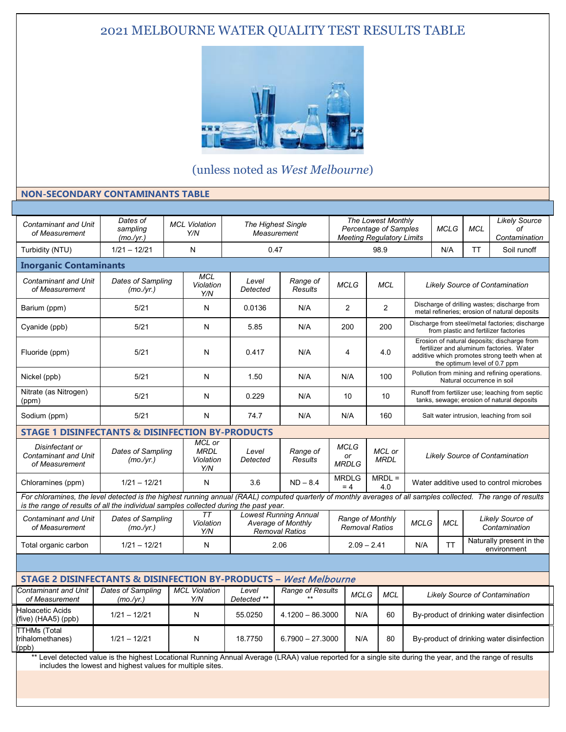# 2021 MELBOURNE WATER QUALITY TEST RESULTS TABLE

(unless noted as *West Melbourne*)

## NON-SECONDARY CONTAMINANTS TABLE

| *Contaminant and Unit of Measurement* | *Dates of sampling (mo./yr.)* | *MCL Violation Y/N* | *The Highest Single Measurement* | *The Lowest Monthly Percentage of Samples Meeting Regulatory Limits* | *MCLG* | *MCL* | *Likely Source of Contamination* |
|---|---|---|---|---|---|---|---|
| Turbidity (NTU) | 1/21 – 12/21 | N | 0.47 | 98.9 | N/A | TT | Soil runoff |

### Inorganic Contaminants

| *Contaminant and Unit of Measurement* | *Dates of Sampling (mo./yr.)* | *MCL Violation Y/N* | *Level Detected* | *Range of Results* | *MCLG* | *MCL* | *Likely Source of Contamination* |
|---|---|---|---|---|---|---|---|
| Barium (ppm) | 5/21 | N | 0.0136 | N/A | 2 | 2 | Discharge of drilling wastes; discharge from metal refineries; erosion of natural deposits |
| Cyanide (ppb) | 5/21 | N | 5.85 | N/A | 200 | 200 | Discharge from steel/metal factories; discharge from plastic and fertilizer factories |
| Fluoride (ppm) | 5/21 | N | 0.417 | N/A | 4 | 4.0 | Erosion of natural deposits; discharge from fertilizer and aluminum factories. Water additive which promotes strong teeth when at the optimum level of 0.7 ppm |
| Nickel (ppb) | 5/21 | N | 1.50 | N/A | N/A | 100 | Pollution from mining and refining operations. Natural occurrence in soil |
| Nitrate (as Nitrogen) (ppm) | 5/21 | N | 0.229 | N/A | 10 | 10 | Runoff from fertilizer use; leaching from septic tanks, sewage; erosion of natural deposits |
| Sodium (ppm) | 5/21 | N | 74.7 | N/A | N/A | 160 | Salt water intrusion, leaching from soil |

### STAGE 1 DISINFECTANTS & DISINFECTION BY-PRODUCTS

| *Disinfectant or Contaminant and Unit of Measurement* | *Dates of Sampling (mo./yr.)* | *MCL or MRDL Violation Y/N* | *Level Detected* | *Range of Results* | *MCLG or MRDLG* | *MCL or MRDL* | *Likely Source of Contamination* |
|---|---|---|---|---|---|---|---|
| Chloramines (ppm) | 1/21 – 12/21 | N | 3.6 | ND – 8.4 | MRDLG = 4 | MRDL = 4.0 | Water additive used to control microbes |

*For chloramines, the level detected is the highest running annual (RAAL) computed quarterly of monthly averages of all samples collected. The range of results is the range of results of all the individual samples collected during the past year.*

| *Contaminant and Unit of Measurement* | *Dates of Sampling (mo./yr.)* | *TT Violation Y/N* | *Lowest Running Annual Average of Monthly Removal Ratios* | *Range of Monthly Removal Ratios* | *MCLG* | *MCL* | *Likely Source of Contamination* |
|---|---|---|---|---|---|---|---|
| Total organic carbon | 1/21 – 12/21 | N | 2.06 | 2.09 – 2.41 | N/A | TT | Naturally present in the environment |

### STAGE 2 DISINFECTANTS & DISINFECTION BY-PRODUCTS – *West Melbourne*

| *Contaminant and Unit of Measurement* | *Dates of Sampling (mo./yr.)* | *MCL Violation Y/N* | *Level Detected \*\** | *Range of Results \*\** | *MCLG* | *MCL* | *Likely Source of Contamination* |
|---|---|---|---|---|---|---|---|
| Haloacetic Acids (five) (HAA5) (ppb) | 1/21 – 12/21 | N | 55.0250 | 4.1200 – 86.3000 | N/A | 60 | By-product of drinking water disinfection |
| TTHMs (Total trihalomethanes) (ppb) | 1/21 – 12/21 | N | 18.7750 | 6.7900 – 27.3000 | N/A | 80 | By-product of drinking water disinfection |

** Level detected value is the highest Locational Running Annual Average (LRAA) value reported for a single site during the year, and the range of results includes the lowest and highest values for multiple sites.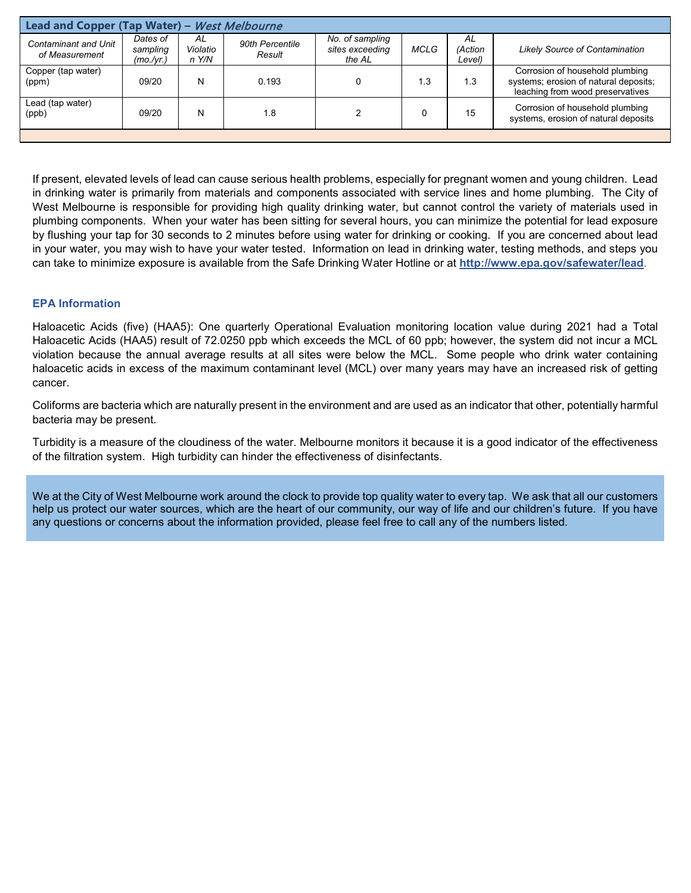## Lead and Copper (Tap Water) – *West Melbourne*

| *Contaminant and Unit of Measurement* | *Dates of sampling (mo./yr.)* | *AL Violation Y/N* | *90th Percentile Result* | *No. of sampling sites exceeding the AL* | *MCLG* | *AL (Action Level)* | *Likely Source of Contamination* |
|---|---|---|---|---|---|---|---|
| Copper (tap water) (ppm) | 09/20 | N | 0.193 | 0 | 1.3 | 1.3 | Corrosion of household plumbing systems; erosion of natural deposits; leaching from wood preservatives |
| Lead (tap water) (ppb) | 09/20 | N | 1.8 | 2 | 0 | 15 | Corrosion of household plumbing systems, erosion of natural deposits |

If present, elevated levels of lead can cause serious health problems, especially for pregnant women and young children. Lead in drinking water is primarily from materials and components associated with service lines and home plumbing. The City of West Melbourne is responsible for providing high quality drinking water, but cannot control the variety of materials used in plumbing components. When your water has been sitting for several hours, you can minimize the potential for lead exposure by flushing your tap for 30 seconds to 2 minutes before using water for drinking or cooking. If you are concerned about lead in your water, you may wish to have your water tested. Information on lead in drinking water, testing methods, and steps you can take to minimize exposure is available from the Safe Drinking Water Hotline or at **http://www.epa.gov/safewater/lead**.

### EPA Information

Haloacetic Acids (five) (HAA5): One quarterly Operational Evaluation monitoring location value during 2021 had a Total Haloacetic Acids (HAA5) result of 72.0250 ppb which exceeds the MCL of 60 ppb; however, the system did not incur a MCL violation because the annual average results at all sites were below the MCL. Some people who drink water containing haloacetic acids in excess of the maximum contaminant level (MCL) over many years may have an increased risk of getting cancer.

Coliforms are bacteria which are naturally present in the environment and are used as an indicator that other, potentially harmful bacteria may be present.

Turbidity is a measure of the cloudiness of the water. Melbourne monitors it because it is a good indicator of the effectiveness of the filtration system. High turbidity can hinder the effectiveness of disinfectants.

We at the City of West Melbourne work around the clock to provide top quality water to every tap. We ask that all our customers help us protect our water sources, which are the heart of our community, our way of life and our children's future. If you have any questions or concerns about the information provided, please feel free to call any of the numbers listed.